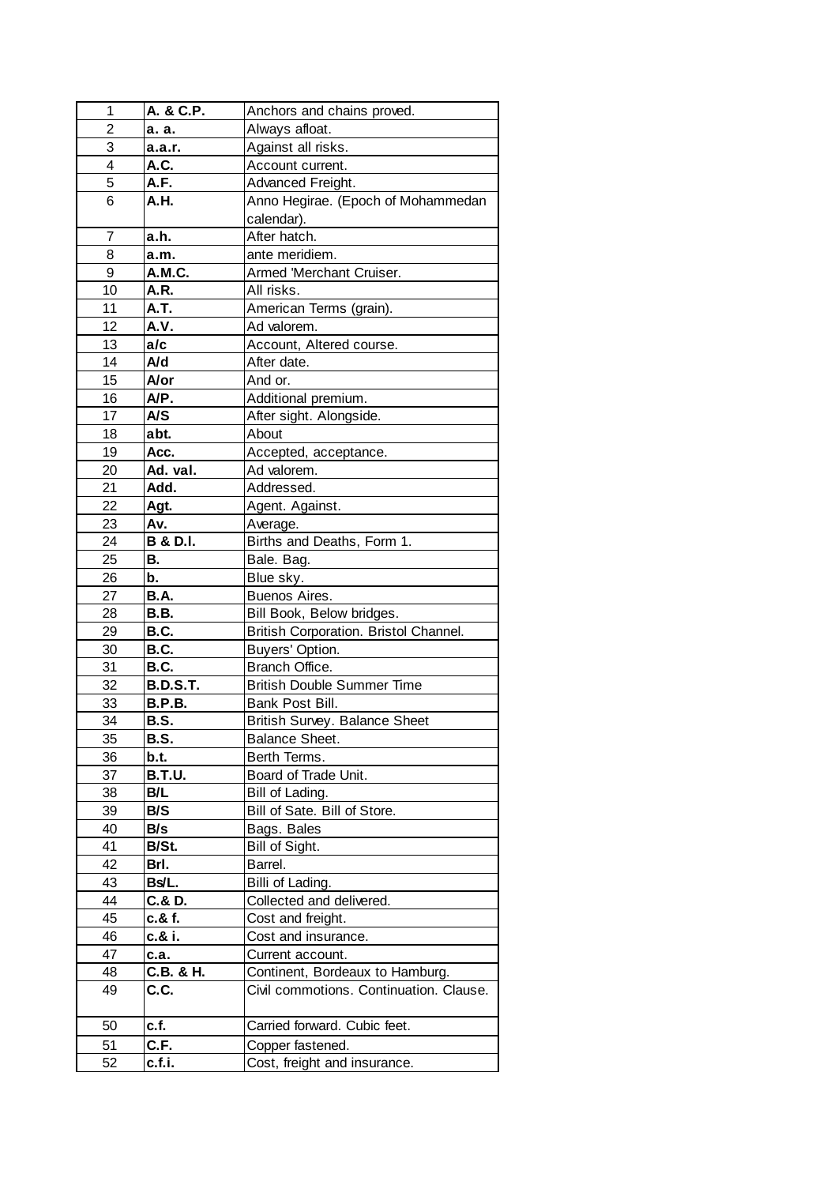| | | |
|---|---|---|
| 1 | **A. & C.P.** | Anchors and chains proved. |
| 2 | **a. a.** | Always afloat. |
| 3 | **a.a.r.** | Against all risks. |
| 4 | **A.C.** | Account current. |
| 5 | **A.F.** | Advanced Freight. |
| 6 | **A.H.** | Anno Hegirae. (Epoch of Mohammedan calendar). |
| 7 | **a.h.** | After hatch. |
| 8 | **a.m.** | ante meridiem. |
| 9 | **A.M.C.** | Armed 'Merchant Cruiser. |
| 10 | **A.R.** | All risks. |
| 11 | **A.T.** | American Terms (grain). |
| 12 | **A.V.** | Ad valorem. |
| 13 | **a/c** | Account, Altered course. |
| 14 | **A/d** | After date. |
| 15 | **A/or** | And or. |
| 16 | **A/P.** | Additional premium. |
| 17 | **A/S** | After sight. Alongside. |
| 18 | **abt.** | About |
| 19 | **Acc.** | Accepted, acceptance. |
| 20 | **Ad. val.** | Ad valorem. |
| 21 | **Add.** | Addressed. |
| 22 | **Agt.** | Agent. Against. |
| 23 | **Av.** | Average. |
| 24 | **B & D.I.** | Births and Deaths, Form 1. |
| 25 | **B.** | Bale. Bag. |
| 26 | **b.** | Blue sky. |
| 27 | **B.A.** | Buenos Aires. |
| 28 | **B.B.** | Bill Book, Below bridges. |
| 29 | **B.C.** | British Corporation. Bristol Channel. |
| 30 | **B.C.** | Buyers' Option. |
| 31 | **B.C.** | Branch Office. |
| 32 | **B.D.S.T.** | British Double Summer Time |
| 33 | **B.P.B.** | Bank Post Bill. |
| 34 | **B.S.** | British Survey. Balance Sheet |
| 35 | **B.S.** | Balance Sheet. |
| 36 | **b.t.** | Berth Terms. |
| 37 | **B.T.U.** | Board of Trade Unit. |
| 38 | **B/L** | Bill of Lading. |
| 39 | **B/S** | Bill of Sate. Bill of Store. |
| 40 | **B/s** | Bags. Bales |
| 41 | **B/St.** | Bill of Sight. |
| 42 | **Brl.** | Barrel. |
| 43 | **Bs/L.** | Billi of Lading. |
| 44 | **C.& D.** | Collected and delivered. |
| 45 | **c.& f.** | Cost and freight. |
| 46 | **c.& i.** | Cost and insurance. |
| 47 | **c.a.** | Current account. |
| 48 | **C.B. & H.** | Continent, Bordeaux to Hamburg. |
| 49 | **C.C.** | Civil commotions. Continuation. Clause. |
| 50 | **c.f.** | Carried forward. Cubic feet. |
| 51 | **C.F.** | Copper fastened. |
| 52 | **c.f.i.** | Cost, freight and insurance. |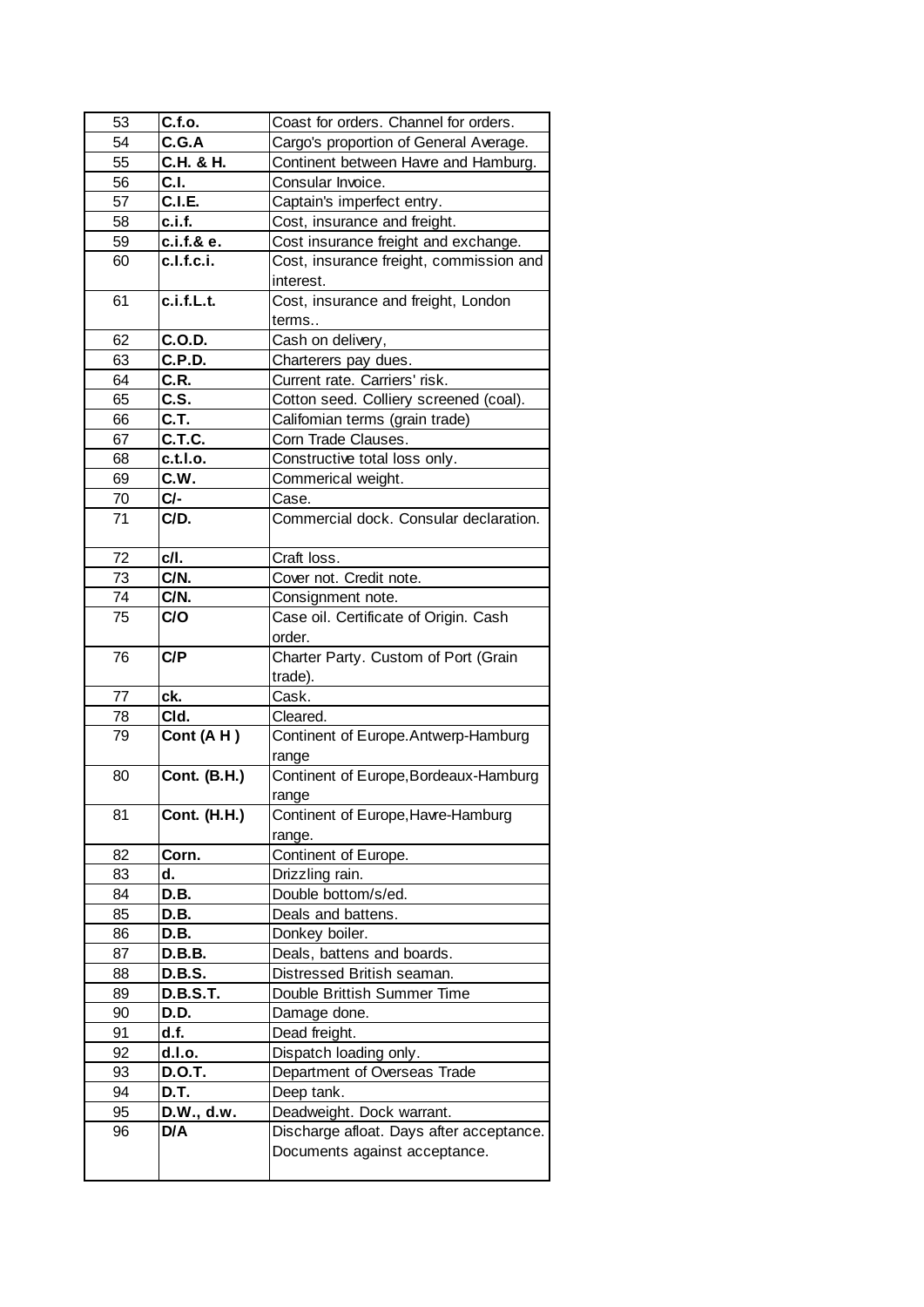| 53 | **C.f.o.** | Coast for orders. Channel for orders. |
|---|---|---|
| 54 | **C.G.A** | Cargo's proportion of General Average. |
| 55 | **C.H. & H.** | Continent between Havre and Hamburg. |
| 56 | **C.I.** | Consular Invoice. |
| 57 | **C.I.E.** | Captain's imperfect entry. |
| 58 | **c.i.f.** | Cost, insurance and freight. |
| 59 | **c.i.f.& e.** | Cost insurance freight and exchange. |
| 60 | **c.I.f.c.i.** | Cost, insurance freight, commission and interest. |
| 61 | **c.i.f.L.t.** | Cost, insurance and freight, London terms.. |
| 62 | **C.O.D.** | Cash on delivery, |
| 63 | **C.P.D.** | Charterers pay dues. |
| 64 | **C.R.** | Current rate. Carriers' risk. |
| 65 | **C.S.** | Cotton seed. Colliery screened (coal). |
| 66 | **C.T.** | Califomian terms (grain trade) |
| 67 | **C.T.C.** | Corn Trade Clauses. |
| 68 | **c.t.l.o.** | Constructive total loss only. |
| 69 | **C.W.** | Commerical weight. |
| 70 | **C/-** | Case. |
| 71 | **C/D.** | Commercial dock. Consular declaration. |
| 72 | **c/l.** | Craft loss. |
| 73 | **C/N.** | Cover not. Credit note. |
| 74 | **C/N.** | Consignment note. |
| 75 | **C/O** | Case oil. Certificate of Origin. Cash order. |
| 76 | **C/P** | Charter Party. Custom of Port (Grain trade). |
| 77 | **ck.** | Cask. |
| 78 | **Cld.** | Cleared. |
| 79 | **Cont (A H )** | Continent of Europe.Antwerp-Hamburg range |
| 80 | **Cont. (B.H.)** | Continent of Europe,Bordeaux-Hamburg range |
| 81 | **Cont. (H.H.)** | Continent of Europe,Havre-Hamburg range. |
| 82 | **Corn.** | Continent of Europe. |
| 83 | **d.** | Drizzling rain. |
| 84 | **D.B.** | Double bottom/s/ed. |
| 85 | **D.B.** | Deals and battens. |
| 86 | **D.B.** | Donkey boiler. |
| 87 | **D.B.B.** | Deals, battens and boards. |
| 88 | **D.B.S.** | Distressed British seaman. |
| 89 | **D.B.S.T.** | Double Brittish Summer Time |
| 90 | **D.D.** | Damage done. |
| 91 | **d.f.** | Dead freight. |
| 92 | **d.l.o.** | Dispatch loading only. |
| 93 | **D.O.T.** | Department of Overseas Trade |
| 94 | **D.T.** | Deep tank. |
| 95 | **D.W., d.w.** | Deadweight. Dock warrant. |
| 96 | **D/A** | Discharge afloat. Days after acceptance. Documents against acceptance. |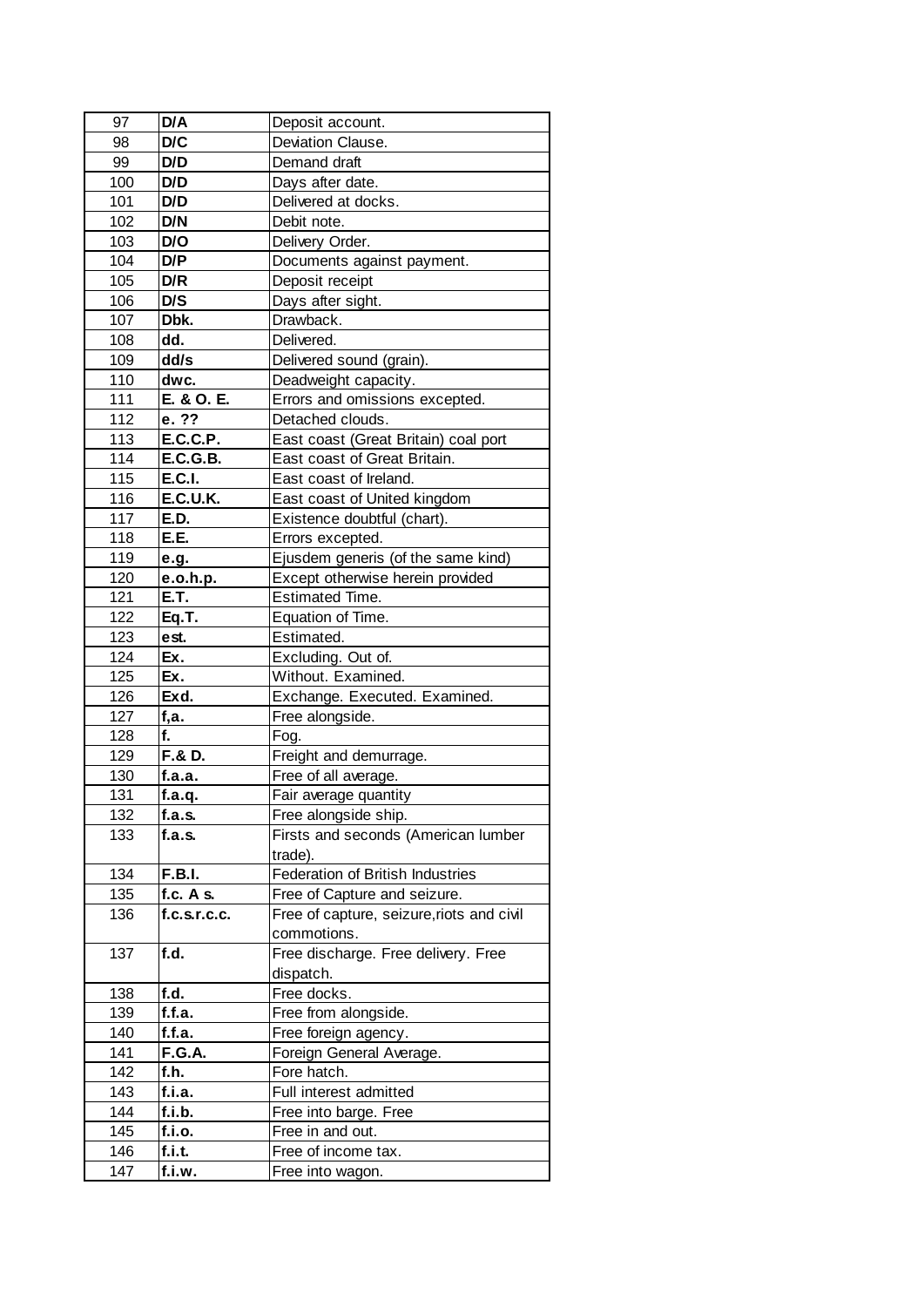| 97 | **D/A** | Deposit account. |
|---|---|---|
| 98 | **D/C** | Deviation Clause. |
| 99 | **D/D** | Demand draft |
| 100 | **D/D** | Days after date. |
| 101 | **D/D** | Delivered at docks. |
| 102 | **D/N** | Debit note. |
| 103 | **D/O** | Delivery Order. |
| 104 | **D/P** | Documents against payment. |
| 105 | **D/R** | Deposit receipt |
| 106 | **D/S** | Days after sight. |
| 107 | **Dbk.** | Drawback. |
| 108 | **dd.** | Delivered. |
| 109 | **dd/s** | Delivered sound (grain). |
| 110 | **dwc.** | Deadweight capacity. |
| 111 | **E. & O. E.** | Errors and omissions excepted. |
| 112 | **e. ??** | Detached clouds. |
| 113 | **E.C.C.P.** | East coast (Great Britain) coal port |
| 114 | **E.C.G.B.** | East coast of Great Britain. |
| 115 | **E.C.I.** | East coast of Ireland. |
| 116 | **E.C.U.K.** | East coast of United kingdom |
| 117 | **E.D.** | Existence doubtful (chart). |
| 118 | **E.E.** | Errors excepted. |
| 119 | **e.g.** | Ejusdem generis (of the same kind) |
| 120 | **e.o.h.p.** | Except otherwise herein provided |
| 121 | **E.T.** | Estimated Time. |
| 122 | **Eq.T.** | Equation of Time. |
| 123 | **est.** | Estimated. |
| 124 | **Ex.** | Excluding. Out of. |
| 125 | **Ex.** | Without. Examined. |
| 126 | **Exd.** | Exchange. Executed. Examined. |
| 127 | **f,a.** | Free alongside. |
| 128 | **f.** | Fog. |
| 129 | **F.& D.** | Freight and demurrage. |
| 130 | **f.a.a.** | Free of all average. |
| 131 | **f.a.q.** | Fair average quantity |
| 132 | **f.a.s.** | Free alongside ship. |
| 133 | **f.a.s.** | Firsts and seconds (American lumber trade). |
| 134 | **F.B.I.** | Federation of British Industries |
| 135 | **f.c. A s.** | Free of Capture and seizure. |
| 136 | **f.c.s.r.c.c.** | Free of capture, seizure,riots and civil commotions. |
| 137 | **f.d.** | Free discharge. Free delivery. Free dispatch. |
| 138 | **f.d.** | Free docks. |
| 139 | **f.f.a.** | Free from alongside. |
| 140 | **f.f.a.** | Free foreign agency. |
| 141 | **F.G.A.** | Foreign General Average. |
| 142 | **f.h.** | Fore hatch. |
| 143 | **f.i.a.** | Full interest admitted |
| 144 | **f.i.b.** | Free into barge. Free |
| 145 | **f.i.o.** | Free in and out. |
| 146 | **f.i.t.** | Free of income tax. |
| 147 | **f.i.w.** | Free into wagon. |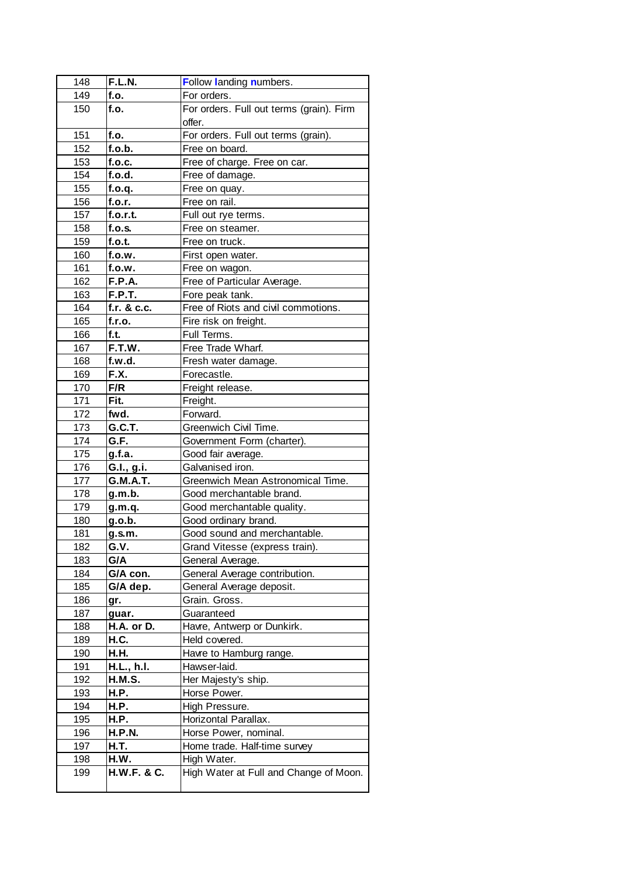| 148 | F.L.N. | Follow landing numbers. |
|---|---|---|
| 149 | f.o. | For orders. |
| 150 | f.o. | For orders. Full out terms (grain). Firm offer. |
| 151 | f.o. | For orders. Full out terms (grain). |
| 152 | f.o.b. | Free on board. |
| 153 | f.o.c. | Free of charge. Free on car. |
| 154 | f.o.d. | Free of damage. |
| 155 | f.o.q. | Free on quay. |
| 156 | f.o.r. | Free on rail. |
| 157 | f.o.r.t. | Full out rye terms. |
| 158 | f.o.s. | Free on steamer. |
| 159 | f.o.t. | Free on truck. |
| 160 | f.o.w. | First open water. |
| 161 | f.o.w. | Free on wagon. |
| 162 | F.P.A. | Free of Particular Average. |
| 163 | F.P.T. | Fore peak tank. |
| 164 | f.r. & c.c. | Free of Riots and civil commotions. |
| 165 | f.r.o. | Fire risk on freight. |
| 166 | f.t. | Full Terms. |
| 167 | F.T.W. | Free Trade Wharf. |
| 168 | f.w.d. | Fresh water damage. |
| 169 | F.X. | Forecastle. |
| 170 | F/R | Freight release. |
| 171 | Fit. | Freight. |
| 172 | fwd. | Forward. |
| 173 | G.C.T. | Greenwich Civil Time. |
| 174 | G.F. | Government Form (charter). |
| 175 | g.f.a. | Good fair average. |
| 176 | G.I., g.i. | Galvanised iron. |
| 177 | G.M.A.T. | Greenwich Mean Astronomical Time. |
| 178 | g.m.b. | Good merchantable brand. |
| 179 | g.m.q. | Good merchantable quality. |
| 180 | g.o.b. | Good ordinary brand. |
| 181 | g.s.m. | Good sound and merchantable. |
| 182 | G.V. | Grand Vitesse (express train). |
| 183 | G/A | General Average. |
| 184 | G/A con. | General Average contribution. |
| 185 | G/A dep. | General Average deposit. |
| 186 | gr. | Grain. Gross. |
| 187 | guar. | Guaranteed |
| 188 | H.A. or D. | Havre, Antwerp or Dunkirk. |
| 189 | H.C. | Held covered. |
| 190 | H.H. | Havre to Hamburg range. |
| 191 | H.L., h.l. | Hawser-laid. |
| 192 | H.M.S. | Her Majesty's ship. |
| 193 | H.P. | Horse Power. |
| 194 | H.P. | High Pressure. |
| 195 | H.P. | Horizontal Parallax. |
| 196 | H.P.N. | Horse Power, nominal. |
| 197 | H.T. | Home trade. Half-time survey |
| 198 | H.W. | High Water. |
| 199 | H.W.F. & C. | High Water at Full and Change of Moon. |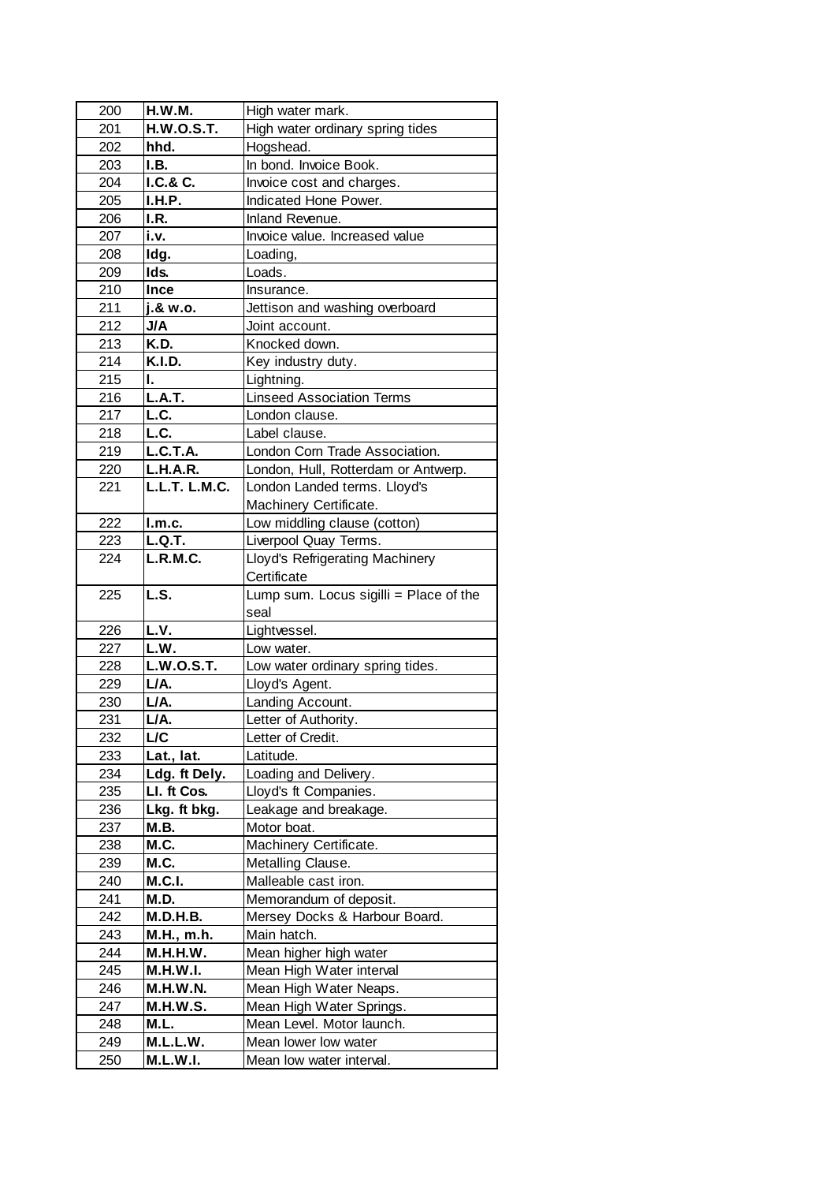| | | |
|---|---|---|
| 200 | **H.W.M.** | High water mark. |
| 201 | **H.W.O.S.T.** | High water ordinary spring tides |
| 202 | **hhd.** | Hogshead. |
| 203 | **I.B.** | In bond. Invoice Book. |
| 204 | **I.C.& C.** | Invoice cost and charges. |
| 205 | **I.H.P.** | Indicated Hone Power. |
| 206 | **I.R.** | Inland Revenue. |
| 207 | **i.v.** | Invoice value. Increased value |
| 208 | **ldg.** | Loading, |
| 209 | **lds.** | Loads. |
| 210 | **Ince** | Insurance. |
| 211 | **j.& w.o.** | Jettison and washing overboard |
| 212 | **J/A** | Joint account. |
| 213 | **K.D.** | Knocked down. |
| 214 | **K.I.D.** | Key industry duty. |
| 215 | **l.** | Lightning. |
| 216 | **L.A.T.** | Linseed Association Terms |
| 217 | **L.C.** | London clause. |
| 218 | **L.C.** | Label clause. |
| 219 | **L.C.T.A.** | London Corn Trade Association. |
| 220 | **L.H.A.R.** | London, Hull, Rotterdam or Antwerp. |
| 221 | **L.L.T. L.M.C.** | London Landed terms. Lloyd's Machinery Certificate. |
| 222 | **l.m.c.** | Low middling clause (cotton) |
| 223 | **L.Q.T.** | Liverpool Quay Terms. |
| 224 | **L.R.M.C.** | Lloyd's Refrigerating Machinery Certificate |
| 225 | **L.S.** | Lump sum. Locus sigilli = Place of the seal |
| 226 | **L.V.** | Lightvessel. |
| 227 | **L.W.** | Low water. |
| 228 | **L.W.O.S.T.** | Low water ordinary spring tides. |
| 229 | **L/A.** | Lloyd's Agent. |
| 230 | **L/A.** | Landing Account. |
| 231 | **L/A.** | Letter of Authority. |
| 232 | **L/C** | Letter of Credit. |
| 233 | **Lat., lat.** | Latitude. |
| 234 | **Ldg. ft Dely.** | Loading and Delivery. |
| 235 | **Ll. ft Cos.** | Lloyd's ft Companies. |
| 236 | **Lkg. ft bkg.** | Leakage and breakage. |
| 237 | **M.B.** | Motor boat. |
| 238 | **M.C.** | Machinery Certificate. |
| 239 | **M.C.** | Metalling Clause. |
| 240 | **M.C.I.** | Malleable cast iron. |
| 241 | **M.D.** | Memorandum of deposit. |
| 242 | **M.D.H.B.** | Mersey Docks & Harbour Board. |
| 243 | **M.H., m.h.** | Main hatch. |
| 244 | **M.H.H.W.** | Mean higher high water |
| 245 | **M.H.W.I.** | Mean High Water interval |
| 246 | **M.H.W.N.** | Mean High Water Neaps. |
| 247 | **M.H.W.S.** | Mean High Water Springs. |
| 248 | **M.L.** | Mean Level. Motor launch. |
| 249 | **M.L.L.W.** | Mean lower low water |
| 250 | **M.L.W.I.** | Mean low water interval. |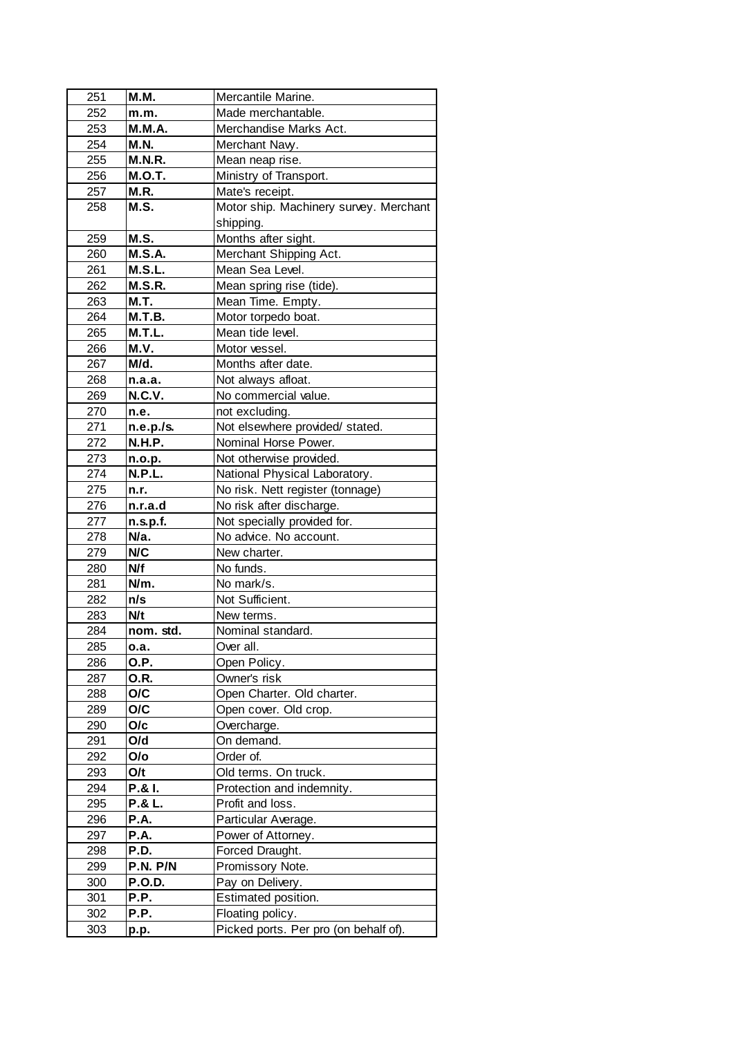| | | |
|---|---|---|
| 251 | **M.M.** | Mercantile Marine. |
| 252 | **m.m.** | Made merchantable. |
| 253 | **M.M.A.** | Merchandise Marks Act. |
| 254 | **M.N.** | Merchant Navy. |
| 255 | **M.N.R.** | Mean neap rise. |
| 256 | **M.O.T.** | Ministry of Transport. |
| 257 | **M.R.** | Mate's receipt. |
| 258 | **M.S.** | Motor ship. Machinery survey. Merchant shipping. |
| 259 | **M.S.** | Months after sight. |
| 260 | **M.S.A.** | Merchant Shipping Act. |
| 261 | **M.S.L.** | Mean Sea Level. |
| 262 | **M.S.R.** | Mean spring rise (tide). |
| 263 | **M.T.** | Mean Time. Empty. |
| 264 | **M.T.B.** | Motor torpedo boat. |
| 265 | **M.T.L.** | Mean tide level. |
| 266 | **M.V.** | Motor vessel. |
| 267 | **M/d.** | Months after date. |
| 268 | **n.a.a.** | Not always afloat. |
| 269 | **N.C.V.** | No commercial value. |
| 270 | **n.e.** | not excluding. |
| 271 | **n.e.p./s.** | Not elsewhere provided/ stated. |
| 272 | **N.H.P.** | Nominal Horse Power. |
| 273 | **n.o.p.** | Not otherwise provided. |
| 274 | **N.P.L.** | National Physical Laboratory. |
| 275 | **n.r.** | No risk. Nett register (tonnage) |
| 276 | **n.r.a.d** | No risk after discharge. |
| 277 | **n.s.p.f.** | Not specially provided for. |
| 278 | **N/a.** | No advice. No account. |
| 279 | **N/C** | New charter. |
| 280 | **N/f** | No funds. |
| 281 | **N/m.** | No mark/s. |
| 282 | **n/s** | Not Sufficient. |
| 283 | **N/t** | New terms. |
| 284 | **nom. std.** | Nominal standard. |
| 285 | **o.a.** | Over all. |
| 286 | **O.P.** | Open Policy. |
| 287 | **O.R.** | Owner's risk |
| 288 | **O/C** | Open Charter. Old charter. |
| 289 | **O/C** | Open cover. Old crop. |
| 290 | **O/c** | Overcharge. |
| 291 | **O/d** | On demand. |
| 292 | **O/o** | Order of. |
| 293 | **O/t** | Old terms. On truck. |
| 294 | **P.& I.** | Protection and indemnity. |
| 295 | **P.& L.** | Profit and loss. |
| 296 | **P.A.** | Particular Average. |
| 297 | **P.A.** | Power of Attorney. |
| 298 | **P.D.** | Forced Draught. |
| 299 | **P.N. P/N** | Promissory Note. |
| 300 | **P.O.D.** | Pay on Delivery. |
| 301 | **P.P.** | Estimated position. |
| 302 | **P.P.** | Floating policy. |
| 303 | **p.p.** | Picked ports. Per pro (on behalf of). |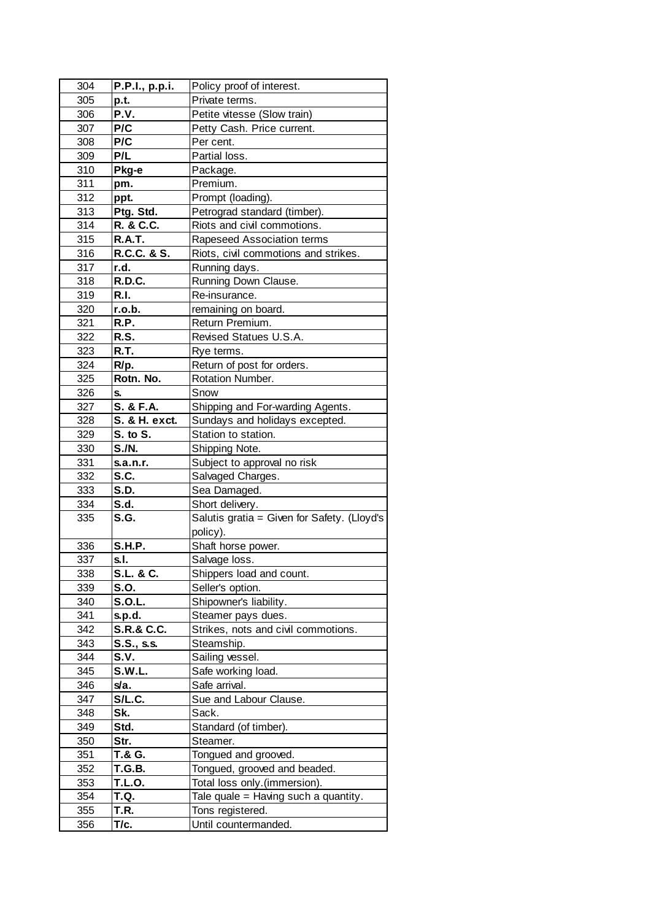| 304 | **P.P.I., p.p.i.** | Policy proof of interest. |
|---|---|---|
| 305 | **p.t.** | Private terms. |
| 306 | **P.V.** | Petite vitesse (Slow train) |
| 307 | **P/C** | Petty Cash. Price current. |
| 308 | **P/C** | Per cent. |
| 309 | **P/L** | Partial loss. |
| 310 | **Pkg-e** | Package. |
| 311 | **pm.** | Premium. |
| 312 | **ppt.** | Prompt (loading). |
| 313 | **Ptg. Std.** | Petrograd standard (timber). |
| 314 | **R. & C.C.** | Riots and civil commotions. |
| 315 | **R.A.T.** | Rapeseed Association terms |
| 316 | **R.C.C. & S.** | Riots, civil commotions and strikes. |
| 317 | **r.d.** | Running days. |
| 318 | **R.D.C.** | Running Down Clause. |
| 319 | **R.I.** | Re-insurance. |
| 320 | **r.o.b.** | remaining on board. |
| 321 | **R.P.** | Return Premium. |
| 322 | **R.S.** | Revised Statues U.S.A. |
| 323 | **R.T.** | Rye terms. |
| 324 | **R/p.** | Return of post for orders. |
| 325 | **Rotn. No.** | Rotation Number. |
| 326 | **s.** | Snow |
| 327 | **S. & F.A.** | Shipping and For-warding Agents. |
| 328 | **S. & H. exct.** | Sundays and holidays excepted. |
| 329 | **S. to S.** | Station to station. |
| 330 | **S./N.** | Shipping Note. |
| 331 | **s.a.n.r.** | Subject to approval no risk |
| 332 | **S.C.** | Salvaged Charges. |
| 333 | **S.D.** | Sea Damaged. |
| 334 | **S.d.** | Short delivery. |
| 335 | **S.G.** | Salutis gratia = Given for Safety. (Lloyd's policy). |
| 336 | **S.H.P.** | Shaft horse power. |
| 337 | **s.l.** | Salvage loss. |
| 338 | **S.L. & C.** | Shippers load and count. |
| 339 | **S.O.** | Seller's option. |
| 340 | **S.O.L.** | Shipowner's liability. |
| 341 | **s.p.d.** | Steamer pays dues. |
| 342 | **S.R.& C.C.** | Strikes, nots and civil commotions. |
| 343 | **S.S., s.s.** | Steamship. |
| 344 | **S.V.** | Sailing vessel. |
| 345 | **S.W.L.** | Safe working load. |
| 346 | **s/a.** | Safe arrival. |
| 347 | **S/L.C.** | Sue and Labour Clause. |
| 348 | **Sk.** | Sack. |
| 349 | **Std.** | Standard (of timber). |
| 350 | **Str.** | Steamer. |
| 351 | **T.& G.** | Tongued and grooved. |
| 352 | **T.G.B.** | Tongued, grooved and beaded. |
| 353 | **T.L.O.** | Total loss only.(immersion). |
| 354 | **T.Q.** | Tale quale = Having such a quantity. |
| 355 | **T.R.** | Tons registered. |
| 356 | **T/c.** | Until countermanded. |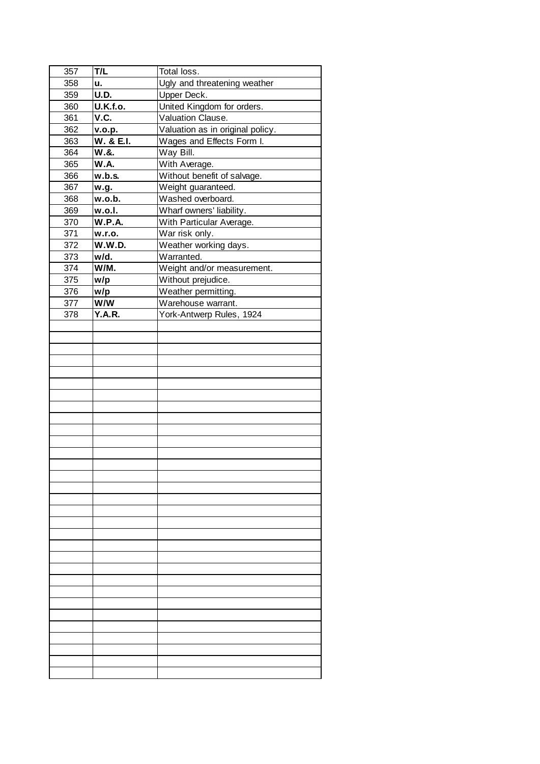| | | |
|---|---|---|
| 357 | **T/L** | Total loss. |
| 358 | **u.** | Ugly and threatening weather |
| 359 | **U.D.** | Upper Deck. |
| 360 | **U.K.f.o.** | United Kingdom for orders. |
| 361 | **V.C.** | Valuation Clause. |
| 362 | **v.o.p.** | Valuation as in original policy. |
| 363 | **W. & E.I.** | Wages and Effects Form I. |
| 364 | **W.&.** | Way Bill. |
| 365 | **W.A.** | With Average. |
| 366 | **w.b.s.** | Without benefit of salvage. |
| 367 | **w.g.** | Weight guaranteed. |
| 368 | **w.o.b.** | Washed overboard. |
| 369 | **w.o.l.** | Wharf owners' liability. |
| 370 | **W.P.A.** | With Particular Average. |
| 371 | **w.r.o.** | War risk only. |
| 372 | **W.W.D.** | Weather working days. |
| 373 | **w/d.** | Warranted. |
| 374 | **W/M.** | Weight and/or measurement. |
| 375 | **w/p** | Without prejudice. |
| 376 | **w/p** | Weather permitting. |
| 377 | **W/W** | Warehouse warrant. |
| 378 | **Y.A.R.** | York-Antwerp Rules, 1924 |